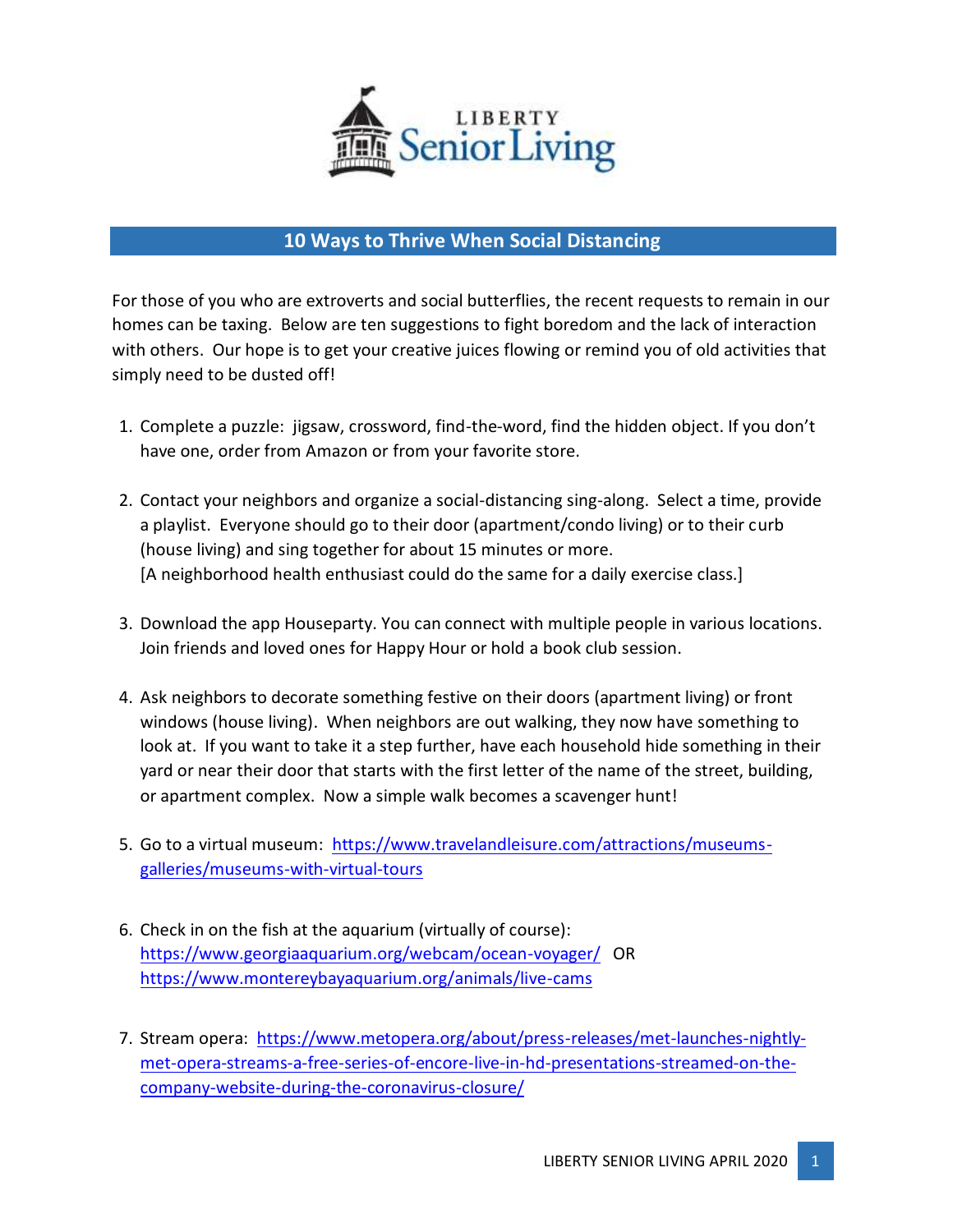LIBERTY Senior Living

## 10 Ways to Thrive When Social Distancing

For those of you who are extroverts and social butterflies, the recent requests to remain in our homes can be taxing. Below are ten suggestions to fight boredom and the lack of interaction with others. Our hope is to get your creative juices flowing or remind you of old activities that simply need to be dusted off!

1. Complete a puzzle: jigsaw, crossword, find-the-word, find the hidden object. If you don't have one, order from Amazon or from your favorite store.

2. Contact your neighbors and organize a social-distancing sing-along. Select a time, provide a playlist. Everyone should go to their door (apartment/condo living) or to their curb (house living) and sing together for about 15 minutes or more.
   [A neighborhood health enthusiast could do the same for a daily exercise class.]

3. Download the app Houseparty. You can connect with multiple people in various locations. Join friends and loved ones for Happy Hour or hold a book club session.

4. Ask neighbors to decorate something festive on their doors (apartment living) or front windows (house living). When neighbors are out walking, they now have something to look at. If you want to take it a step further, have each household hide something in their yard or near their door that starts with the first letter of the name of the street, building, or apartment complex. Now a simple walk becomes a scavenger hunt!

5. Go to a virtual museum: https://www.travelandleisure.com/attractions/museums-galleries/museums-with-virtual-tours

6. Check in on the fish at the aquarium (virtually of course): https://www.georgiaaquarium.org/webcam/ocean-voyager/ OR https://www.montereybayaquarium.org/animals/live-cams

7. Stream opera: https://www.metopera.org/about/press-releases/met-launches-nightly-met-opera-streams-a-free-series-of-encore-live-in-hd-presentations-streamed-on-the-company-website-during-the-coronavirus-closure/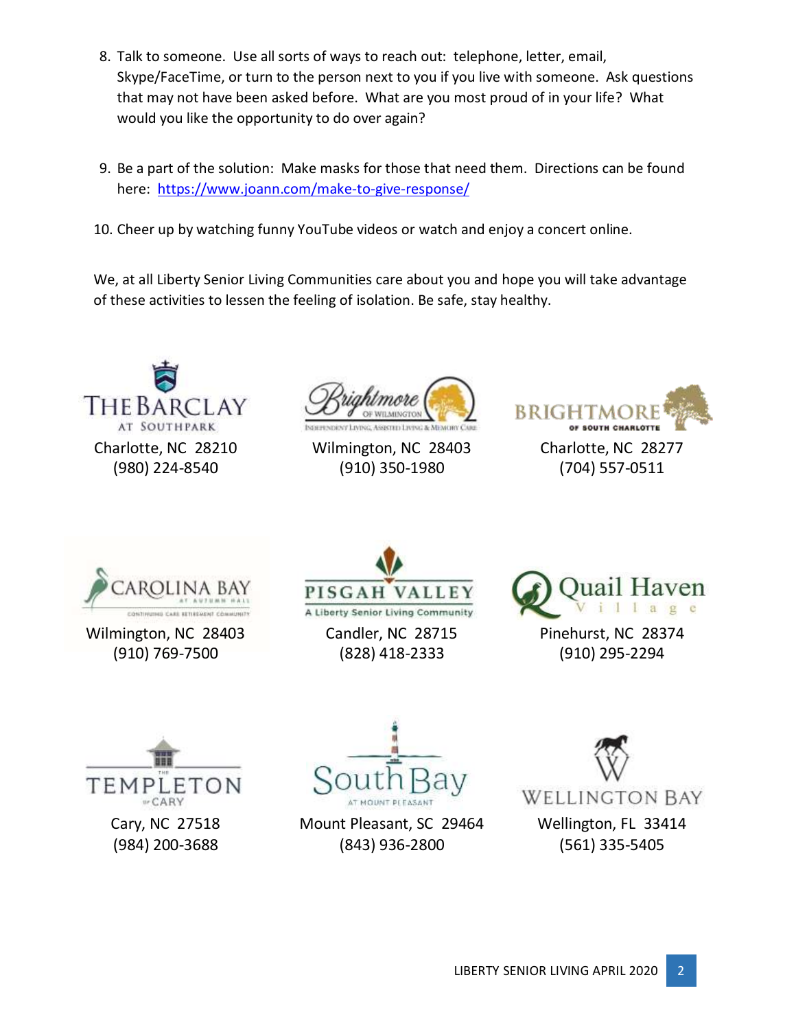8. Talk to someone. Use all sorts of ways to reach out: telephone, letter, email, Skype/FaceTime, or turn to the person next to you if you live with someone. Ask questions that may not have been asked before. What are you most proud of in your life? What would you like the opportunity to do over again?

9. Be a part of the solution: Make masks for those that need them. Directions can be found here: [https://www.joann.com/make-to-give-response/](https://www.joann.com/make-to-give-response/)

10. Cheer up by watching funny YouTube videos or watch and enjoy a concert online.

We, at all Liberty Senior Living Communities care about you and hope you will take advantage of these activities to lessen the feeling of isolation. Be safe, stay healthy.

The Barclay at Southpark
Charlotte, NC 28210
(980) 224-8540

Brightmore of Wilmington
Independent Living, Assisted Living & Memory Care
Wilmington, NC 28403
(910) 350-1980

Brightmore of South Charlotte
Charlotte, NC 28277
(704) 557-0511

Carolina Bay at Autumn Hall
Continuing Care Retirement Community
Wilmington, NC 28403
(910) 769-7500

Pisgah Valley
A Liberty Senior Living Community
Candler, NC 28715
(828) 418-2333

Quail Haven Village
Pinehurst, NC 28374
(910) 295-2294

The Templeton of Cary
Cary, NC 27518
(984) 200-3688

South Bay at Mount Pleasant
Mount Pleasant, SC 29464
(843) 936-2800

Wellington Bay
Wellington, FL 33414
(561) 335-5405